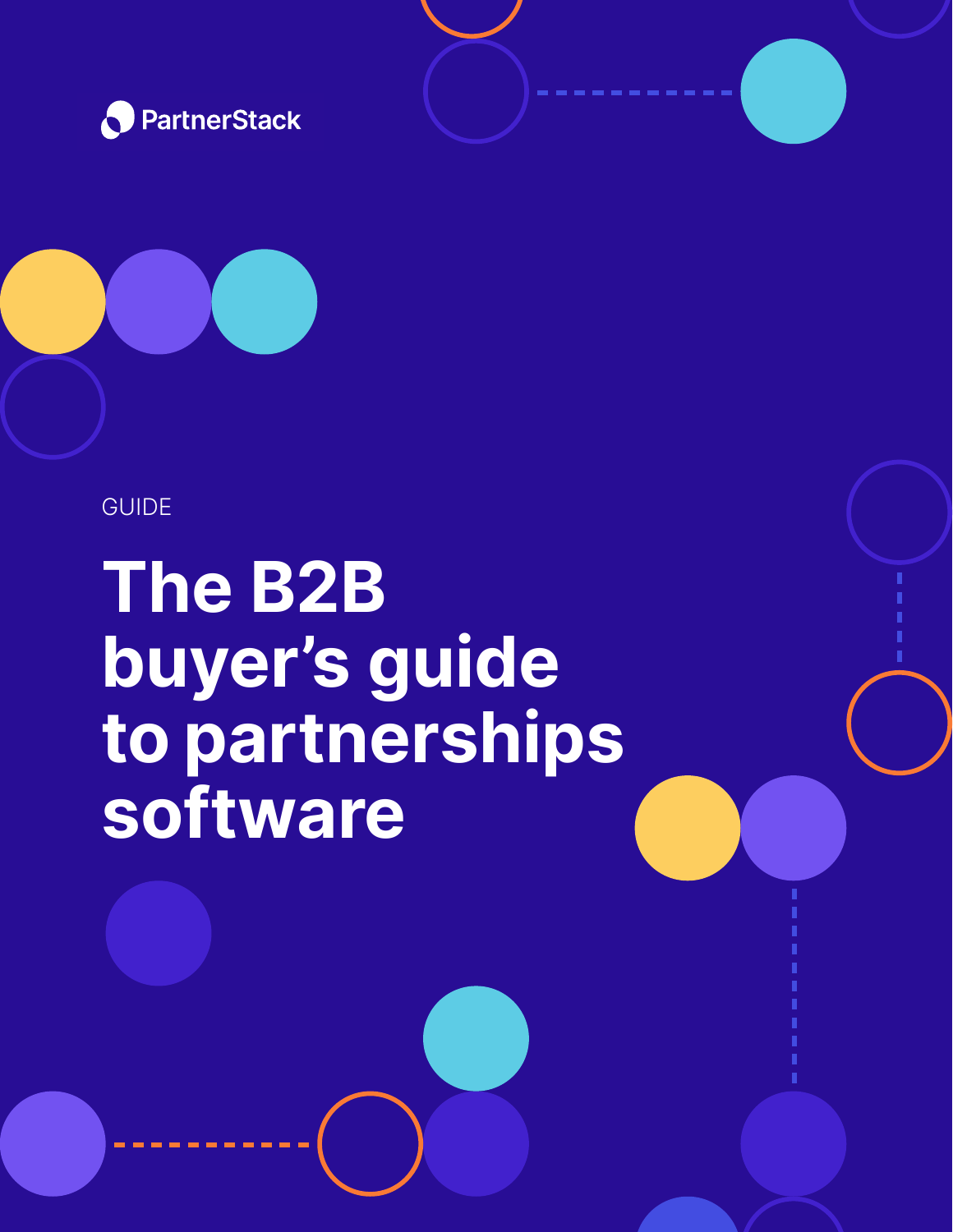PartnerStack

GUIDE

# The B2B buyer's guide to partnerships software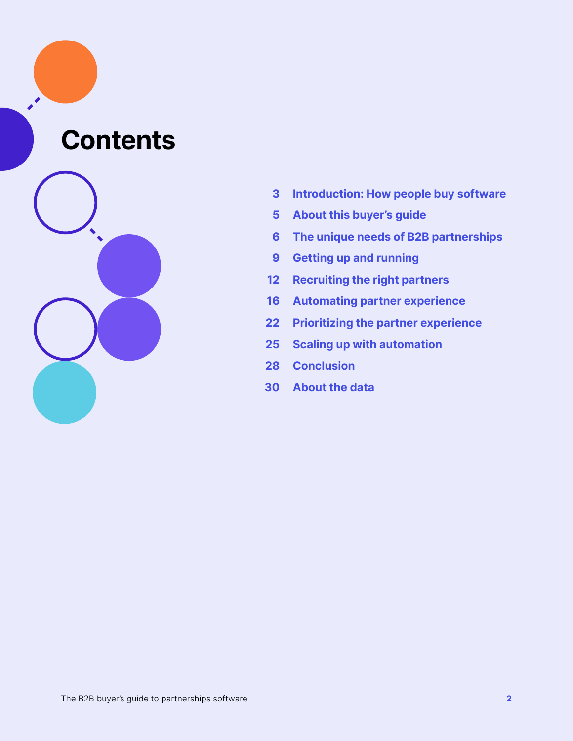# Contents

- 3 Introduction: How people buy software
- 5 About this buyer's guide
- 6 The unique needs of B2B partnerships
- 9 Getting up and running
- 12 Recruiting the right partners
- 16 Automating partner experience
- 22 Prioritizing the partner experience
- 25 Scaling up with automation
- 28 Conclusion
- 30 About the data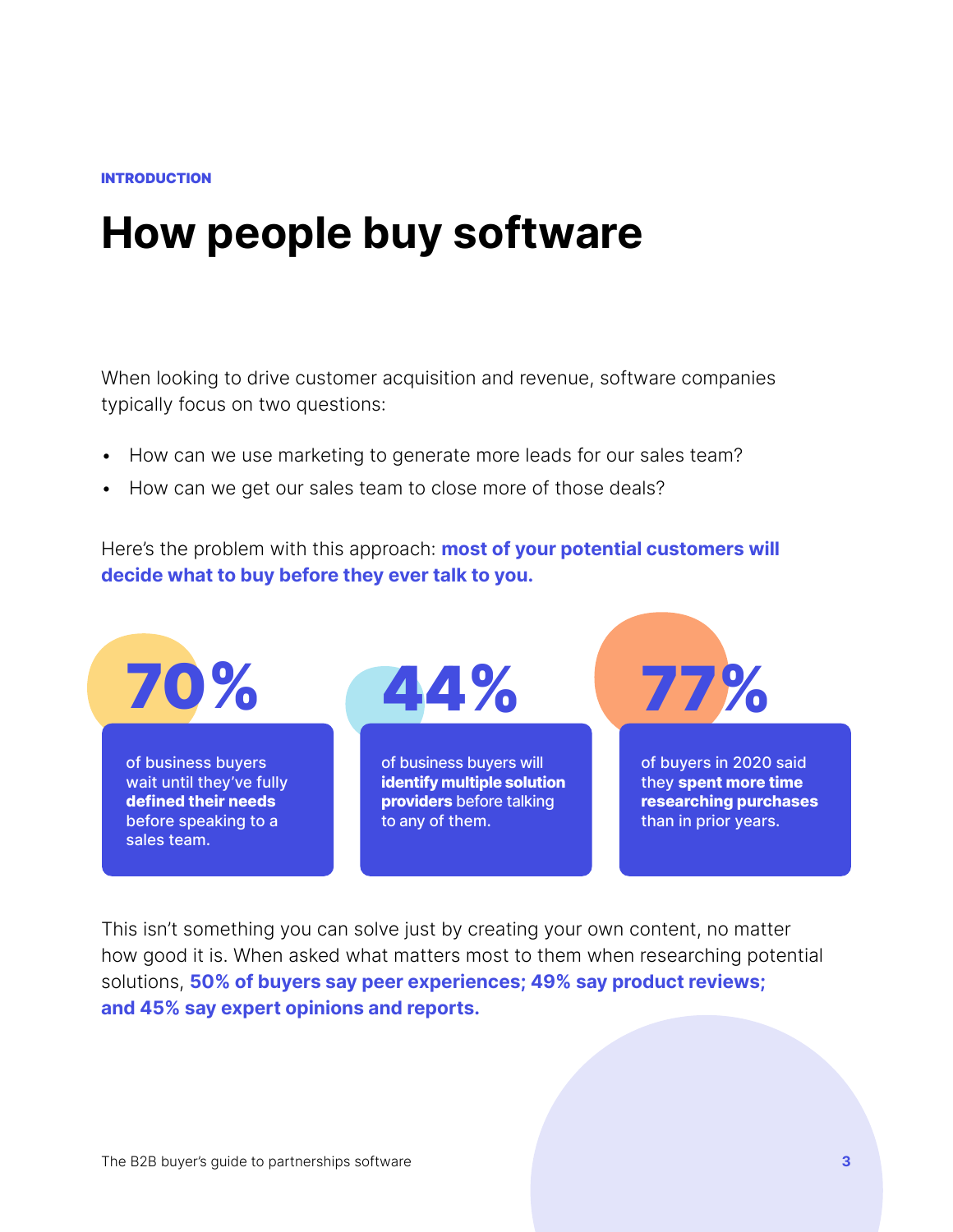INTRODUCTION

# How people buy software

When looking to drive customer acquisition and revenue, software companies typically focus on two questions:

- How can we use marketing to generate more leads for our sales team?
- How can we get our sales team to close more of those deals?

Here's the problem with this approach: **most of your potential customers will decide what to buy before they ever talk to you.**

**70%**

of business buyers wait until they've fully **defined their needs** before speaking to a sales team.

**44%**

of business buyers will **identify multiple solution providers** before talking to any of them.

**77%**

of buyers in 2020 said they **spent more time researching purchases** than in prior years.

This isn't something you can solve just by creating your own content, no matter how good it is. When asked what matters most to them when researching potential solutions, **50% of buyers say peer experiences; 49% say product reviews; and 45% say expert opinions and reports.**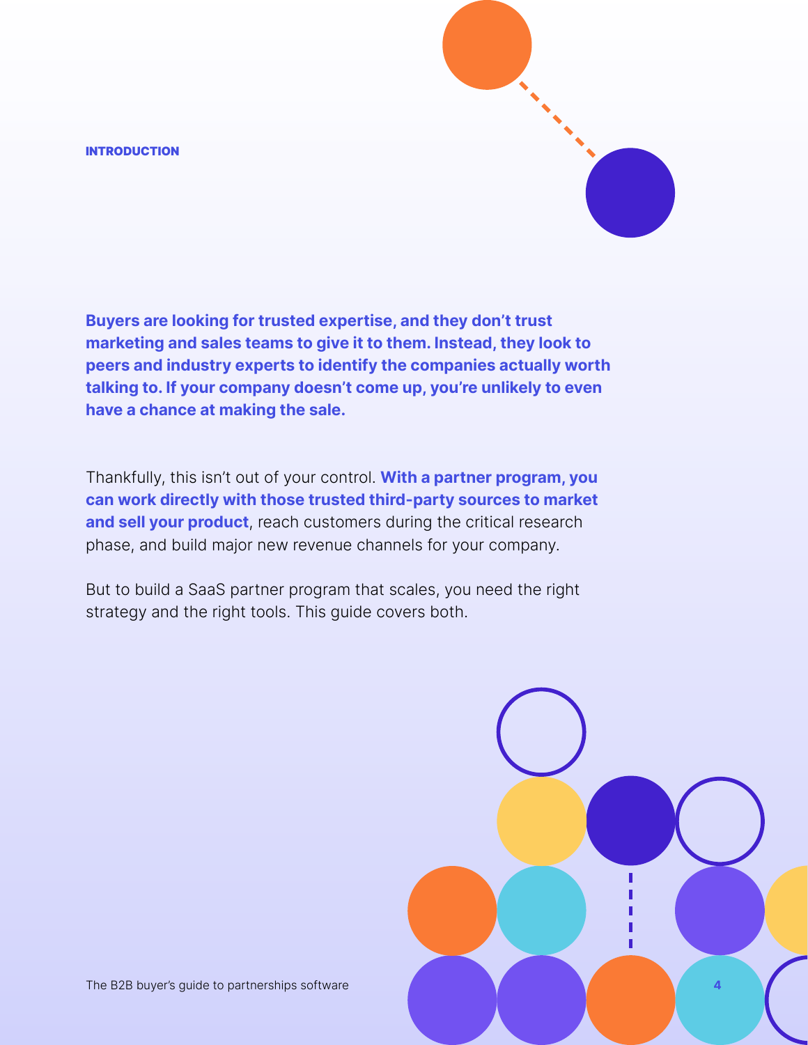## INTRODUCTION

**Buyers are looking for trusted expertise, and they don't trust marketing and sales teams to give it to them. Instead, they look to peers and industry experts to identify the companies actually worth talking to. If your company doesn't come up, you're unlikely to even have a chance at making the sale.**

Thankfully, this isn't out of your control. **With a partner program, you can work directly with those trusted third-party sources to market and sell your product**, reach customers during the critical research phase, and build major new revenue channels for your company.

But to build a SaaS partner program that scales, you need the right strategy and the right tools. This guide covers both.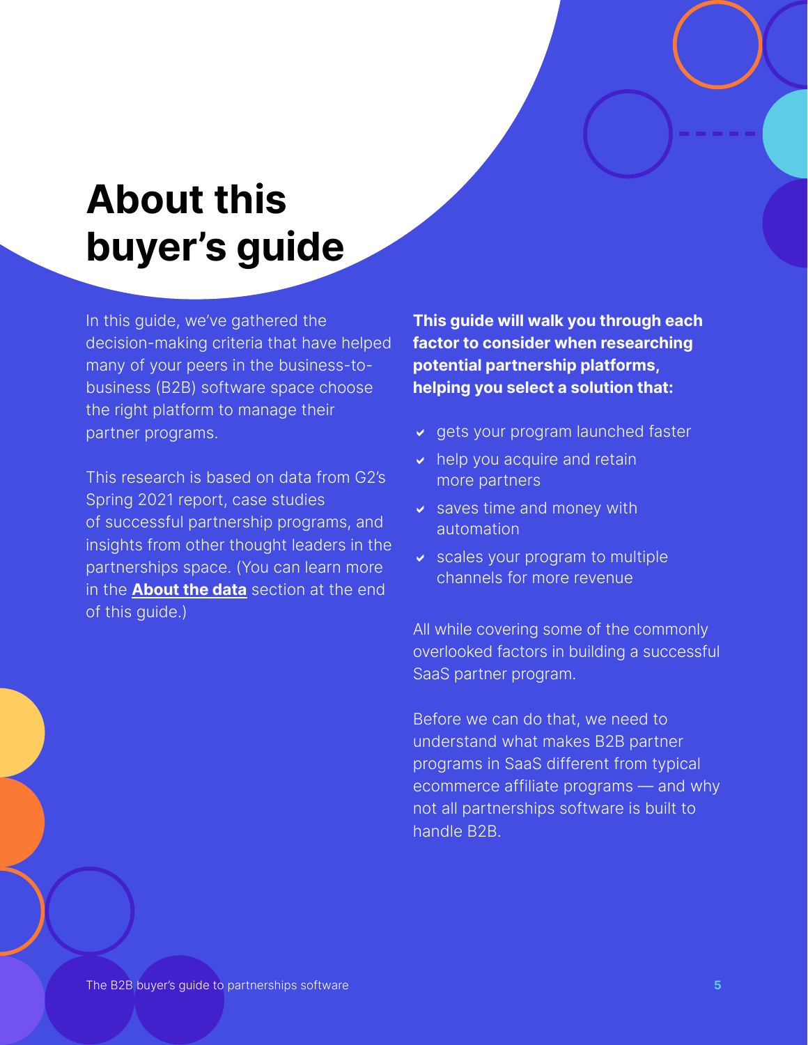# About this buyer's guide

In this guide, we've gathered the decision-making criteria that have helped many of your peers in the business-to-business (B2B) software space choose the right platform to manage their partner programs.

This research is based on data from G2's Spring 2021 report, case studies of successful partnership programs, and insights from other thought leaders in the partnerships space. (You can learn more in the **About the data** section at the end of this guide.)

**This guide will walk you through each factor to consider when researching potential partnership platforms, helping you select a solution that:**

- gets your program launched faster
- help you acquire and retain more partners
- saves time and money with automation
- scales your program to multiple channels for more revenue

All while covering some of the commonly overlooked factors in building a successful SaaS partner program.

Before we can do that, we need to understand what makes B2B partner programs in SaaS different from typical ecommerce affiliate programs — and why not all partnerships software is built to handle B2B.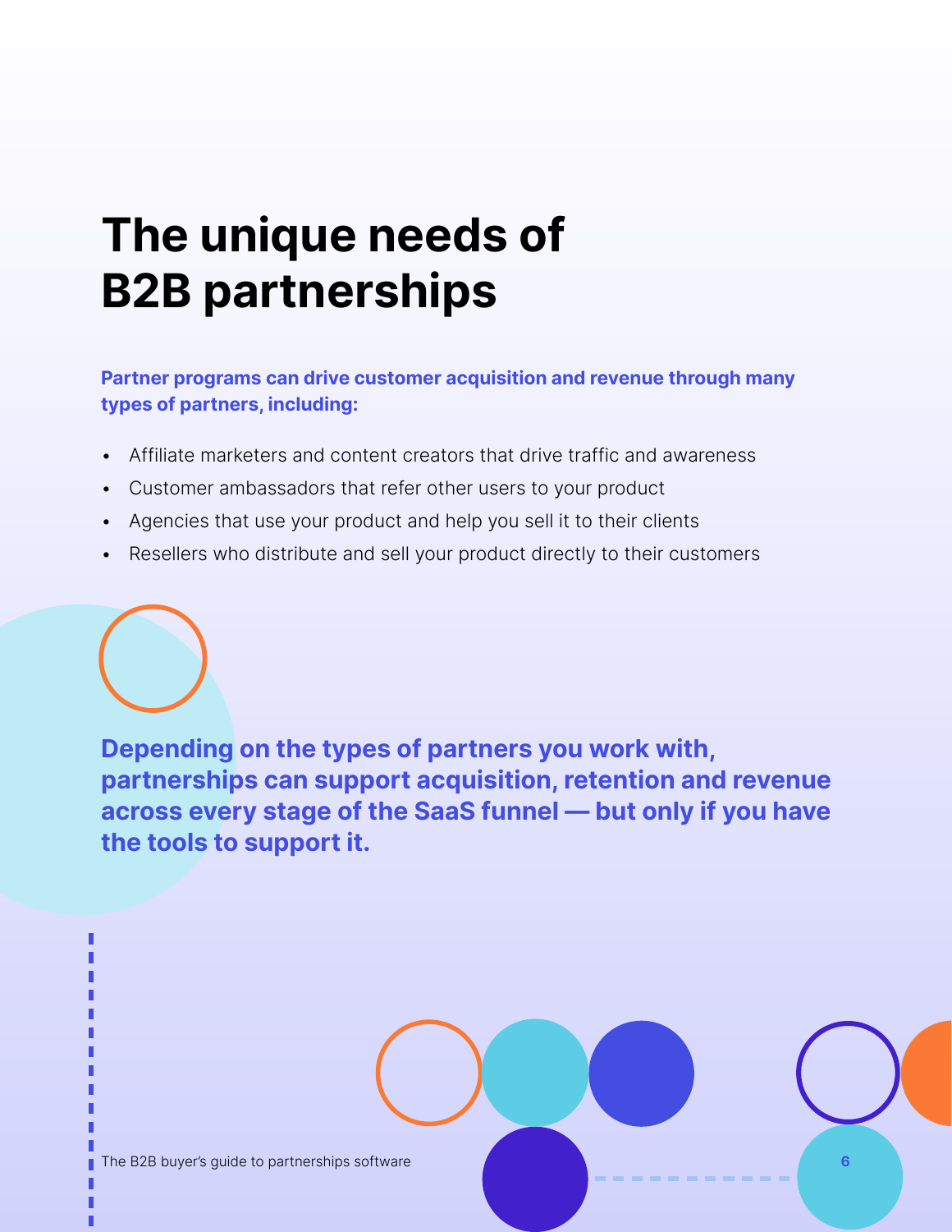# The unique needs of B2B partnerships

**Partner programs can drive customer acquisition and revenue through many types of partners, including:**

- Affiliate marketers and content creators that drive traffic and awareness
- Customer ambassadors that refer other users to your product
- Agencies that use your product and help you sell it to their clients
- Resellers who distribute and sell your product directly to their customers

**Depending on the types of partners you work with, partnerships can support acquisition, retention and revenue across every stage of the SaaS funnel — but only if you have the tools to support it.**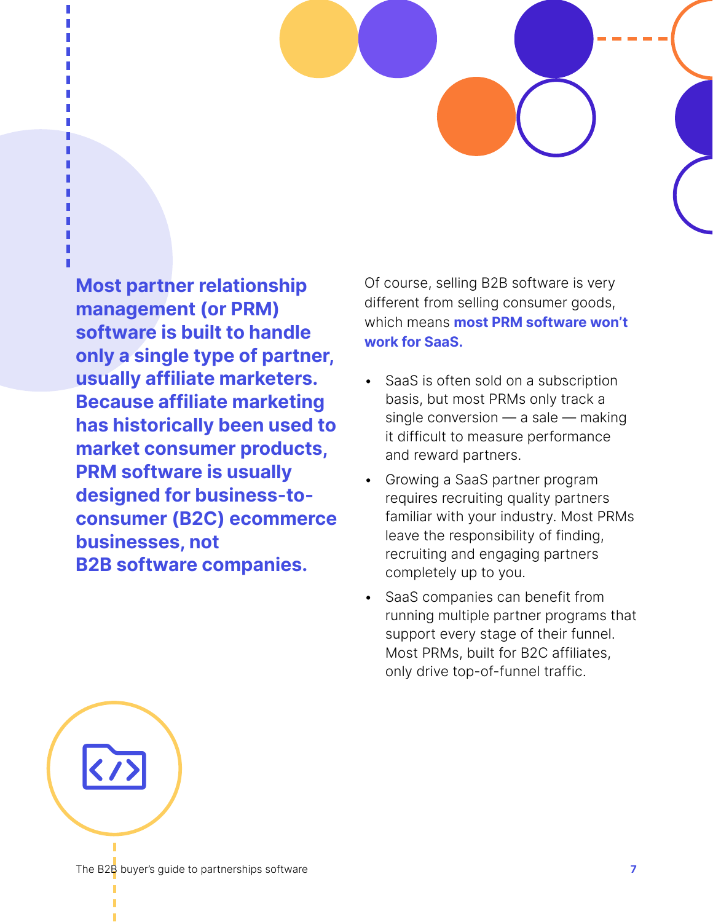**Most partner relationship management (or PRM) software is built to handle only a single type of partner, usually affiliate marketers. Because affiliate marketing has historically been used to market consumer products, PRM software is usually designed for business-to-consumer (B2C) ecommerce businesses, not B2B software companies.**

Of course, selling B2B software is very different from selling consumer goods, which means **most PRM software won't work for SaaS.**

- SaaS is often sold on a subscription basis, but most PRMs only track a single conversion — a sale — making it difficult to measure performance and reward partners.
- Growing a SaaS partner program requires recruiting quality partners familiar with your industry. Most PRMs leave the responsibility of finding, recruiting and engaging partners completely up to you.
- SaaS companies can benefit from running multiple partner programs that support every stage of their funnel. Most PRMs, built for B2C affiliates, only drive top-of-funnel traffic.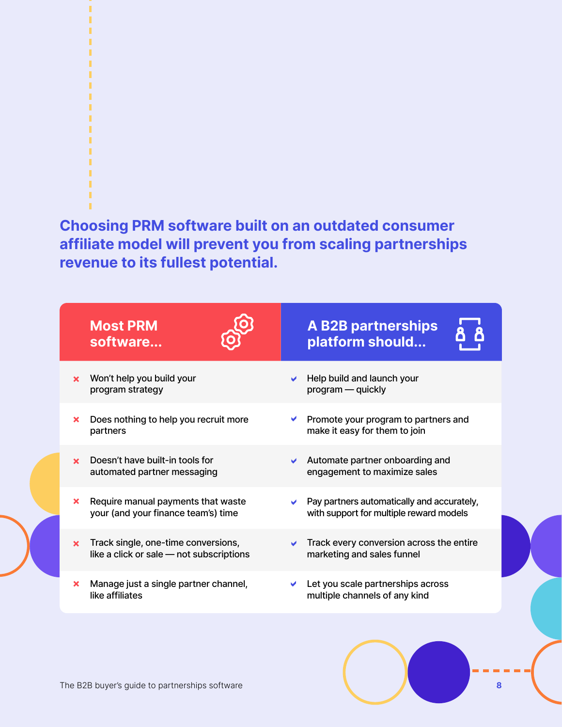**Choosing PRM software built on an outdated consumer affiliate model will prevent you from scaling partnerships revenue to its fullest potential.**

| Most PRM software... | A B2B partnerships platform should... |
| --- | --- |
| ✗ Won't help you build your program strategy | ✓ Help build and launch your program — quickly |
| ✗ Does nothing to help you recruit more partners | ✓ Promote your program to partners and make it easy for them to join |
| ✗ Doesn't have built-in tools for automated partner messaging | ✓ Automate partner onboarding and engagement to maximize sales |
| ✗ Require manual payments that waste your (and your finance team's) time | ✓ Pay partners automatically and accurately, with support for multiple reward models |
| ✗ Track single, one-time conversions, like a click or sale — not subscriptions | ✓ Track every conversion across the entire marketing and sales funnel |
| ✗ Manage just a single partner channel, like affiliates | ✓ Let you scale partnerships across multiple channels of any kind |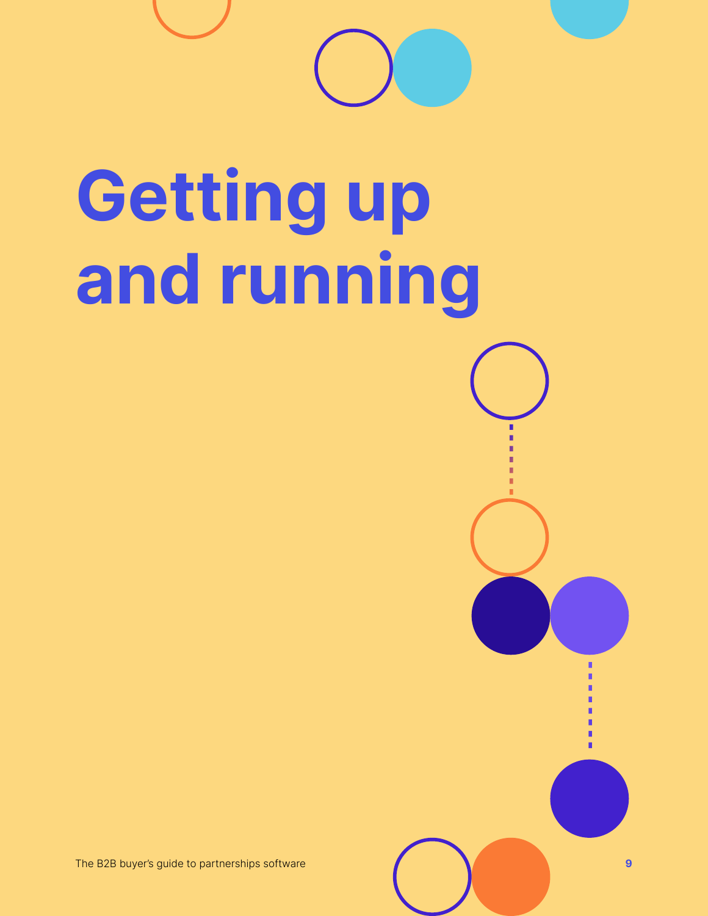# Getting up and running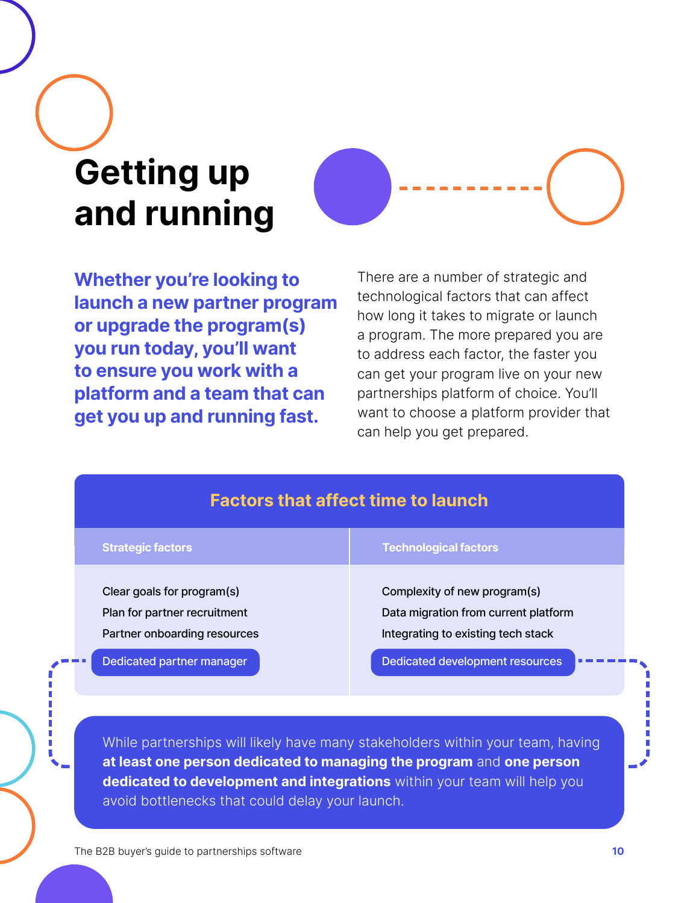# Getting up and running

**Whether you're looking to launch a new partner program or upgrade the program(s) you run today, you'll want to ensure you work with a platform and a team that can get you up and running fast.**

There are a number of strategic and technological factors that can affect how long it takes to migrate or launch a program. The more prepared you are to address each factor, the faster you can get your program live on your new partnerships platform of choice. You'll want to choose a platform provider that can help you get prepared.

## Factors that affect time to launch

| Strategic factors | Technological factors |
| --- | --- |
| Clear goals for program(s) | Complexity of new program(s) |
| Plan for partner recruitment | Data migration from current platform |
| Partner onboarding resources | Integrating to existing tech stack |
| Dedicated partner manager | Dedicated development resources |

While partnerships will likely have many stakeholders within your team, having **at least one person dedicated to managing the program** and **one person dedicated to development and integrations** within your team will help you avoid bottlenecks that could delay your launch.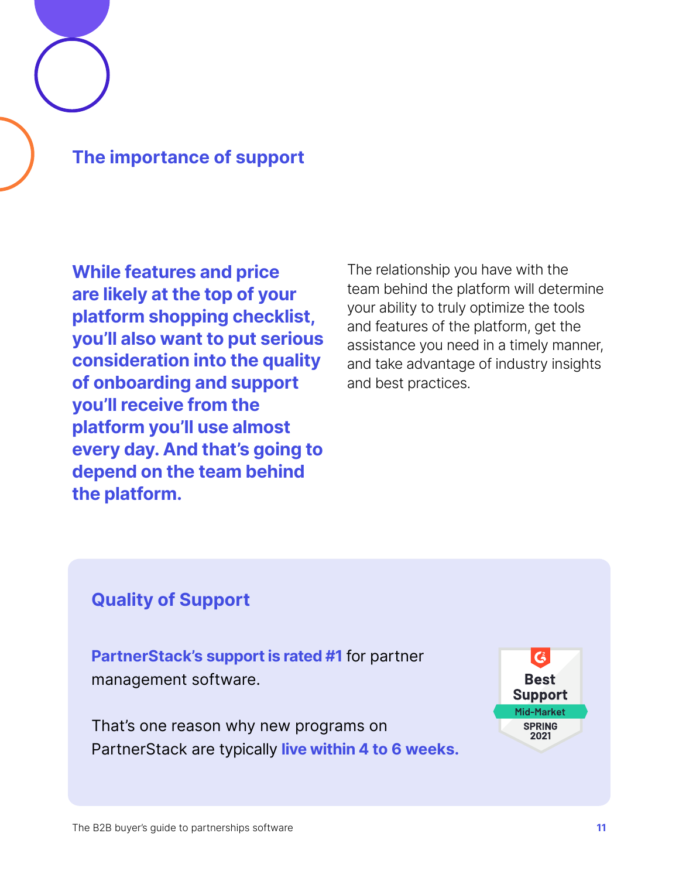## The importance of support

**While features and price are likely at the top of your platform shopping checklist, you'll also want to put serious consideration into the quality of onboarding and support you'll receive from the platform you'll use almost every day. And that's going to depend on the team behind the platform.**

The relationship you have with the team behind the platform will determine your ability to truly optimize the tools and features of the platform, get the assistance you need in a timely manner, and take advantage of industry insights and best practices.

### Quality of Support

**PartnerStack's support is rated #1** for partner management software.

That's one reason why new programs on PartnerStack are typically **live within 4 to 6 weeks.**

Best Support
Mid-Market
SPRING 2021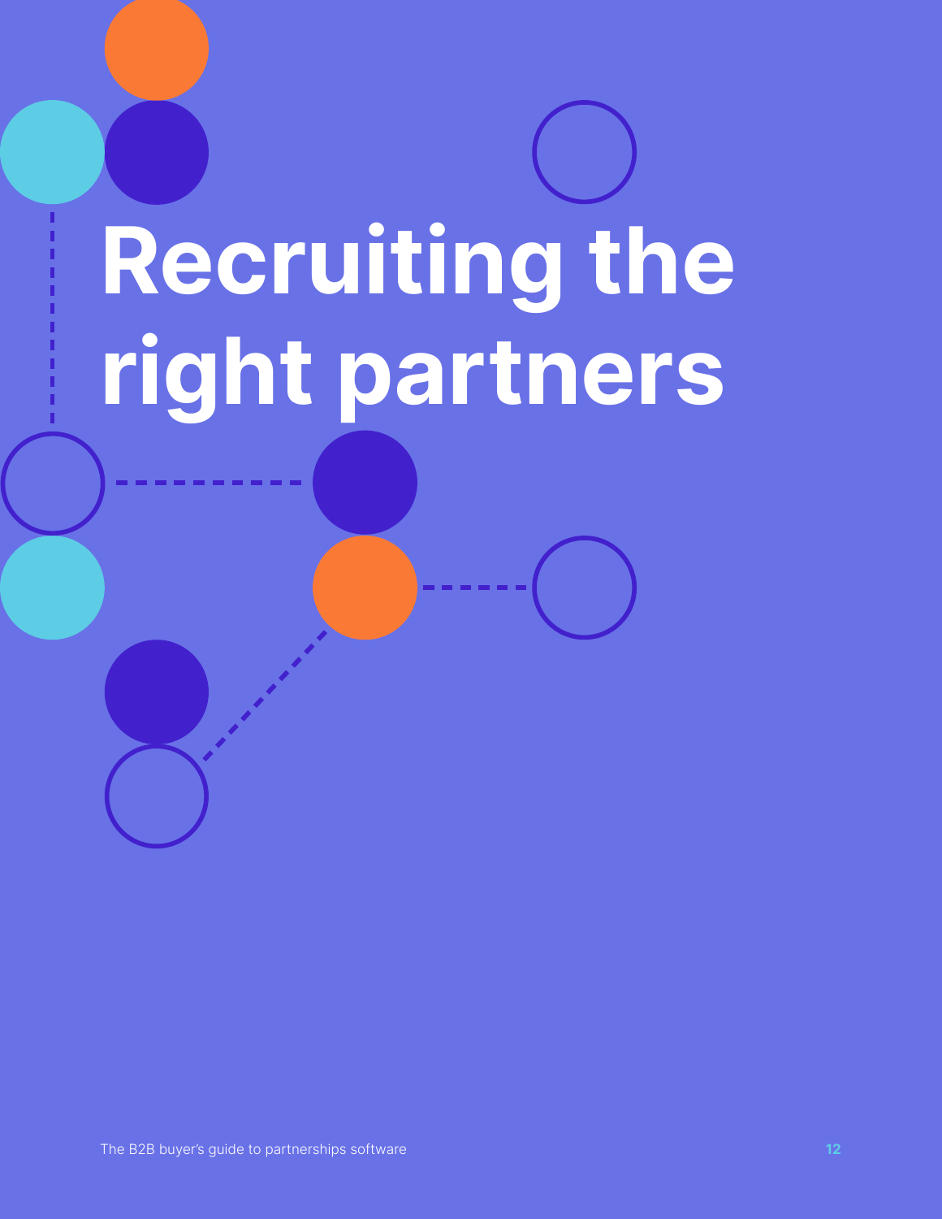# Recruiting the right partners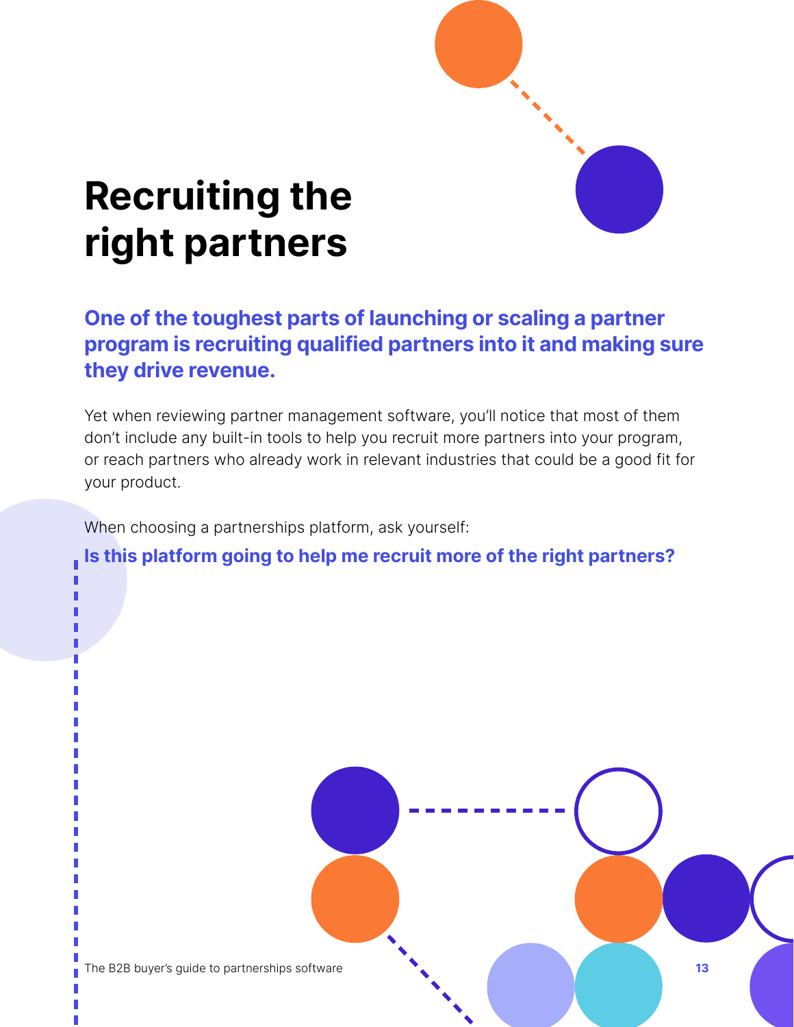# Recruiting the right partners

**One of the toughest parts of launching or scaling a partner program is recruiting qualified partners into it and making sure they drive revenue.**

Yet when reviewing partner management software, you'll notice that most of them don't include any built-in tools to help you recruit more partners into your program, or reach partners who already work in relevant industries that could be a good fit for your product.

When choosing a partnerships platform, ask yourself:

**Is this platform going to help me recruit more of the right partners?**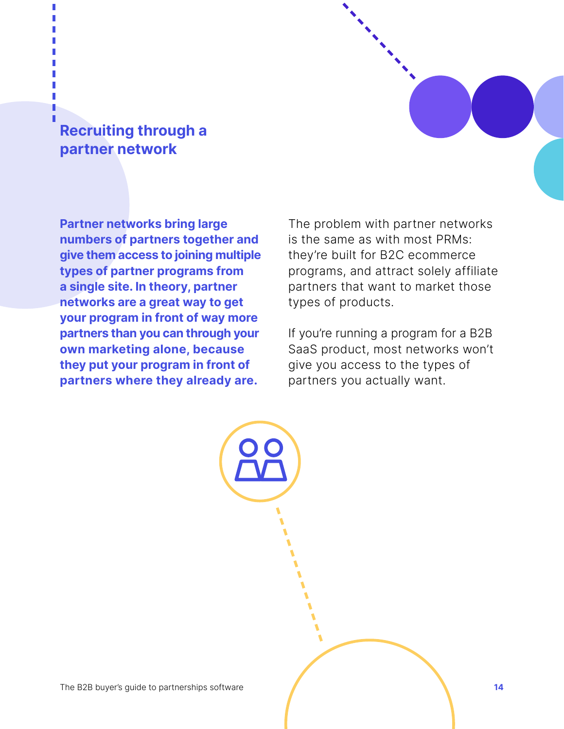## Recruiting through a partner network

**Partner networks bring large numbers of partners together and give them access to joining multiple types of partner programs from a single site. In theory, partner networks are a great way to get your program in front of way more partners than you can through your own marketing alone, because they put your program in front of partners where they already are.**

The problem with partner networks is the same as with most PRMs: they're built for B2C ecommerce programs, and attract solely affiliate partners that want to market those types of products.

If you're running a program for a B2B SaaS product, most networks won't give you access to the types of partners you actually want.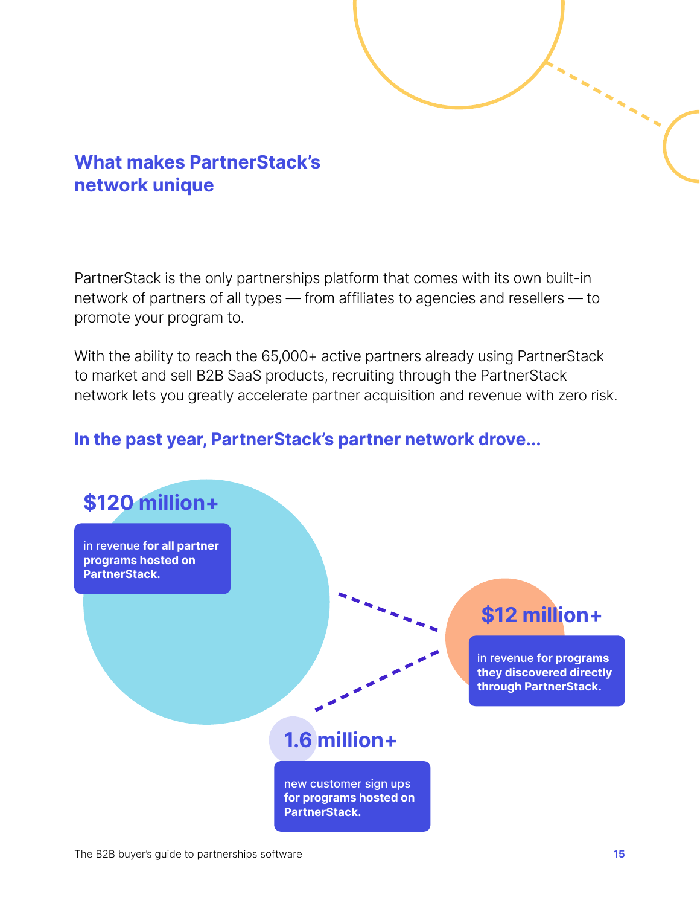## What makes PartnerStack's network unique

PartnerStack is the only partnerships platform that comes with its own built-in network of partners of all types — from affiliates to agencies and resellers — to promote your program to.

With the ability to reach the 65,000+ active partners already using PartnerStack to market and sell B2B SaaS products, recruiting through the PartnerStack network lets you greatly accelerate partner acquisition and revenue with zero risk.

### In the past year, PartnerStack's partner network drove...

**$120 million+**

in revenue **for all partner programs hosted on PartnerStack.**

**$12 million+**

in revenue **for programs they discovered directly through PartnerStack.**

**1.6 million+**

new customer sign ups **for programs hosted on PartnerStack.**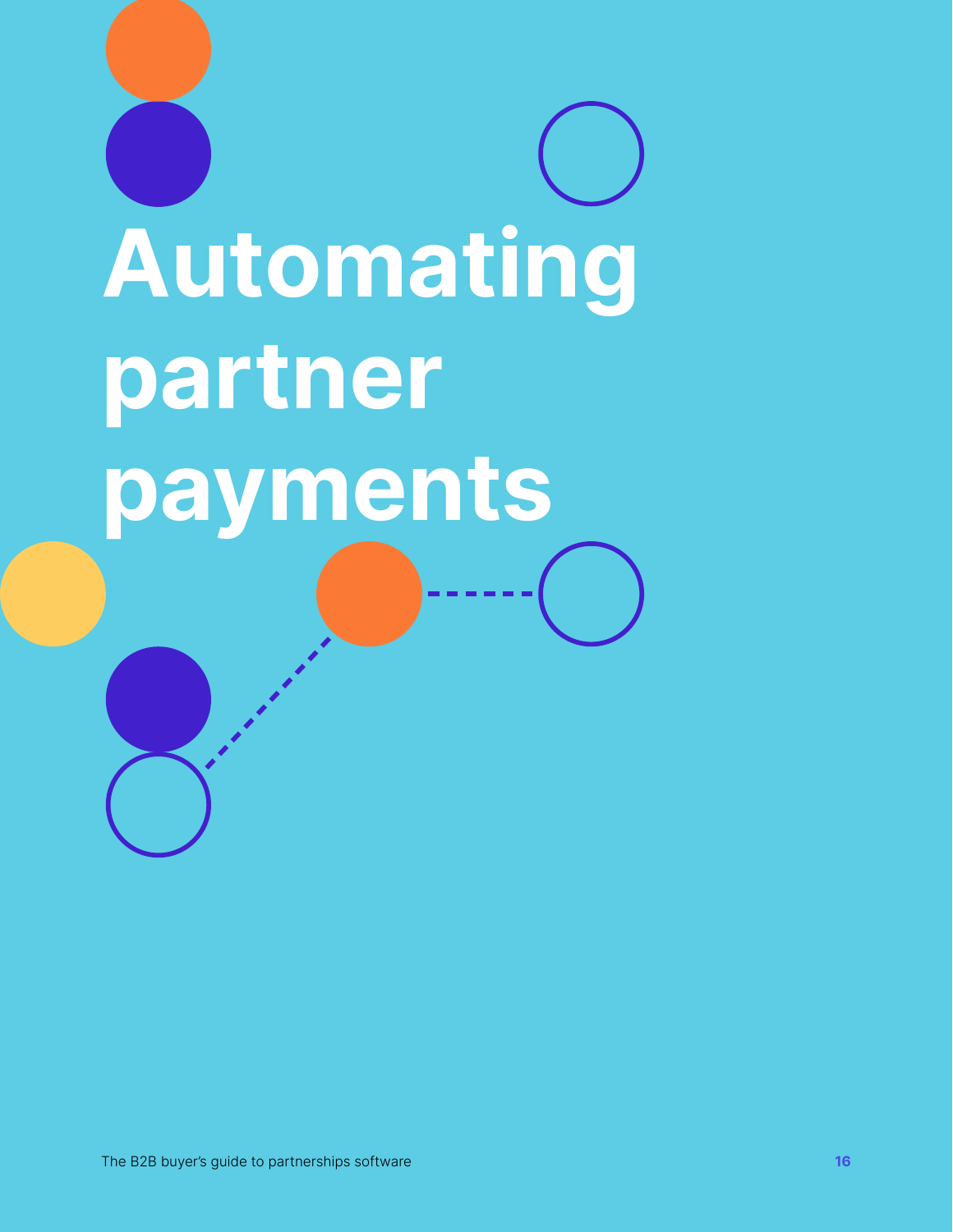# Automating partner payments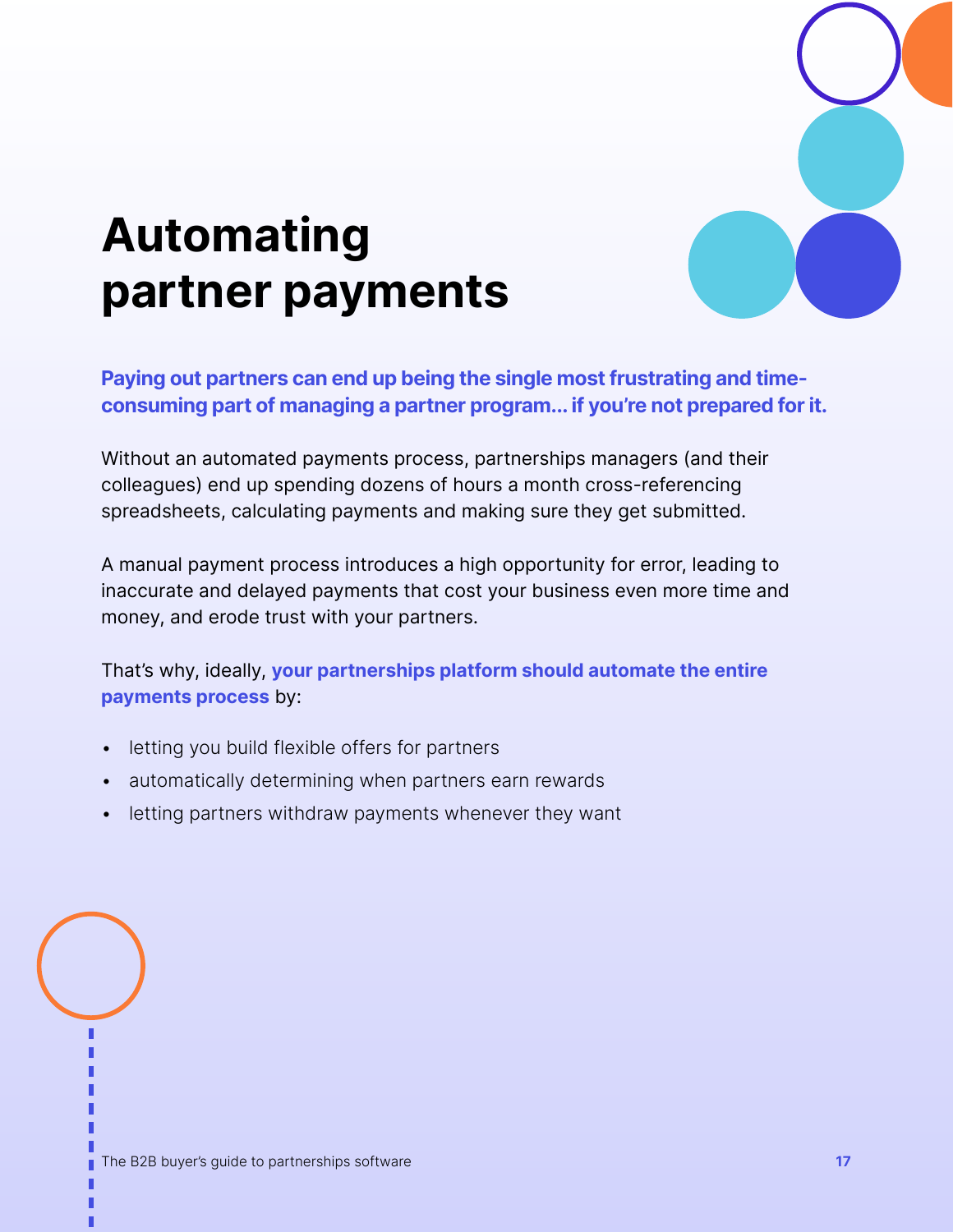# Automating partner payments

**Paying out partners can end up being the single most frustrating and time-consuming part of managing a partner program... if you're not prepared for it.**

Without an automated payments process, partnerships managers (and their colleagues) end up spending dozens of hours a month cross-referencing spreadsheets, calculating payments and making sure they get submitted.

A manual payment process introduces a high opportunity for error, leading to inaccurate and delayed payments that cost your business even more time and money, and erode trust with your partners.

That's why, ideally, **your partnerships platform should automate the entire payments process** by:

- letting you build flexible offers for partners
- automatically determining when partners earn rewards
- letting partners withdraw payments whenever they want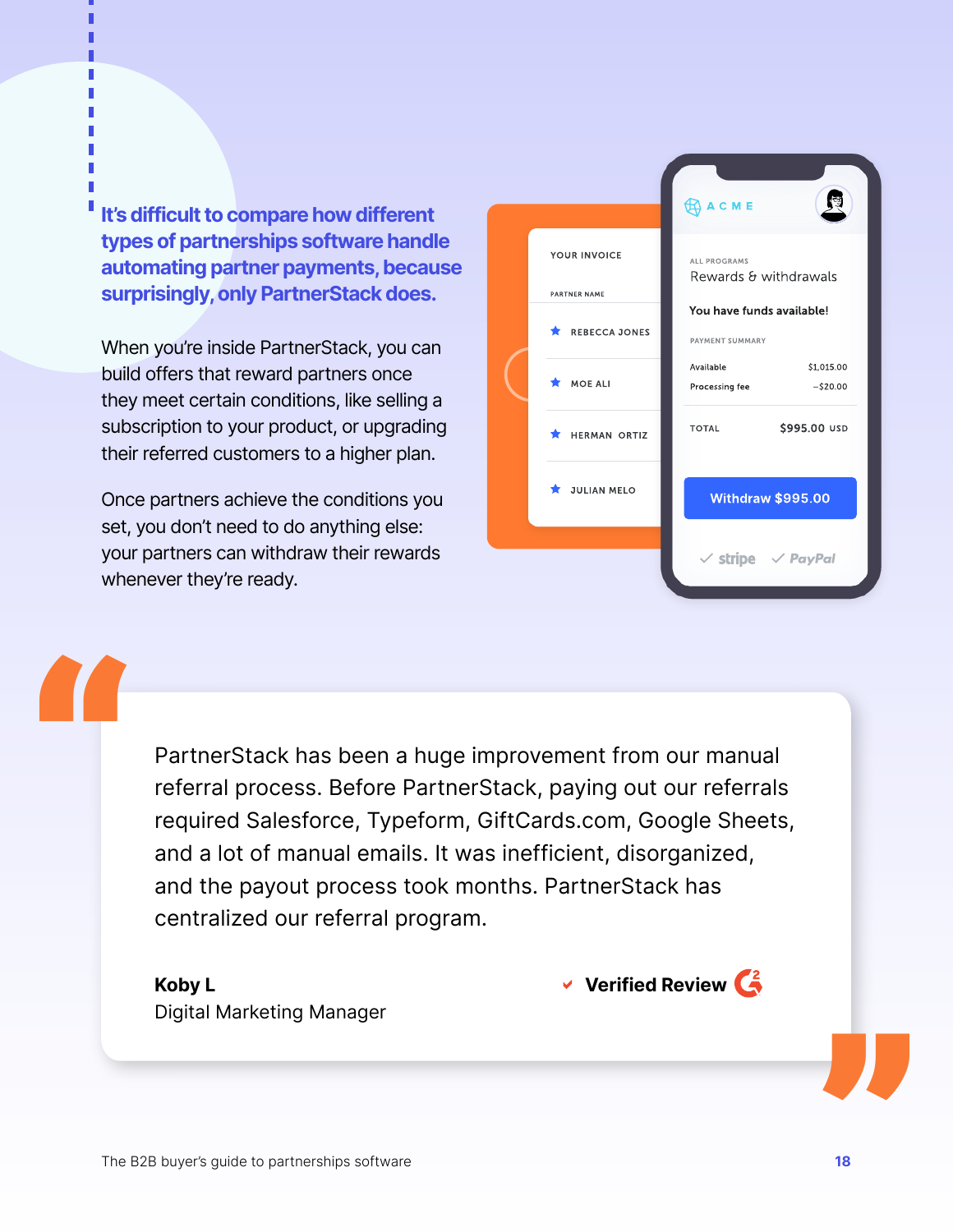## It's difficult to compare how different types of partnerships software handle automating partner payments, because surprisingly, only PartnerStack does.

When you're inside PartnerStack, you can build offers that reward partners once they meet certain conditions, like selling a subscription to your product, or upgrading their referred customers to a higher plan.

Once partners achieve the conditions you set, you don't need to do anything else: your partners can withdraw their rewards whenever they're ready.

> PartnerStack has been a huge improvement from our manual referral process. Before PartnerStack, paying out our referrals required Salesforce, Typeform, GiftCards.com, Google Sheets, and a lot of manual emails. It was inefficient, disorganized, and the payout process took months. PartnerStack has centralized our referral program.
>
> **Koby L**
> Digital Marketing Manager
>
> **Verified Review**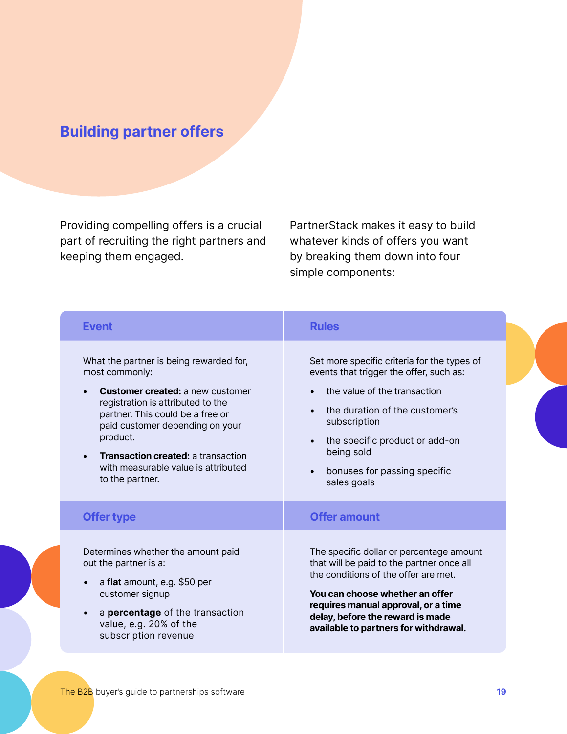## Building partner offers

Providing compelling offers is a crucial part of recruiting the right partners and keeping them engaged.

PartnerStack makes it easy to build whatever kinds of offers you want by breaking them down into four simple components:

### Event

What the partner is being rewarded for, most commonly:

- **Customer created:** a new customer registration is attributed to the partner. This could be a free or paid customer depending on your product.
- **Transaction created:** a transaction with measurable value is attributed to the partner.

### Rules

Set more specific criteria for the types of events that trigger the offer, such as:

- the value of the transaction
- the duration of the customer's subscription
- the specific product or add-on being sold
- bonuses for passing specific sales goals

### Offer type

Determines whether the amount paid out the partner is a:

- a **flat** amount, e.g. $50 per customer signup
- a **percentage** of the transaction value, e.g. 20% of the subscription revenue

### Offer amount

The specific dollar or percentage amount that will be paid to the partner once all the conditions of the offer are met.

**You can choose whether an offer requires manual approval, or a time delay, before the reward is made available to partners for withdrawal.**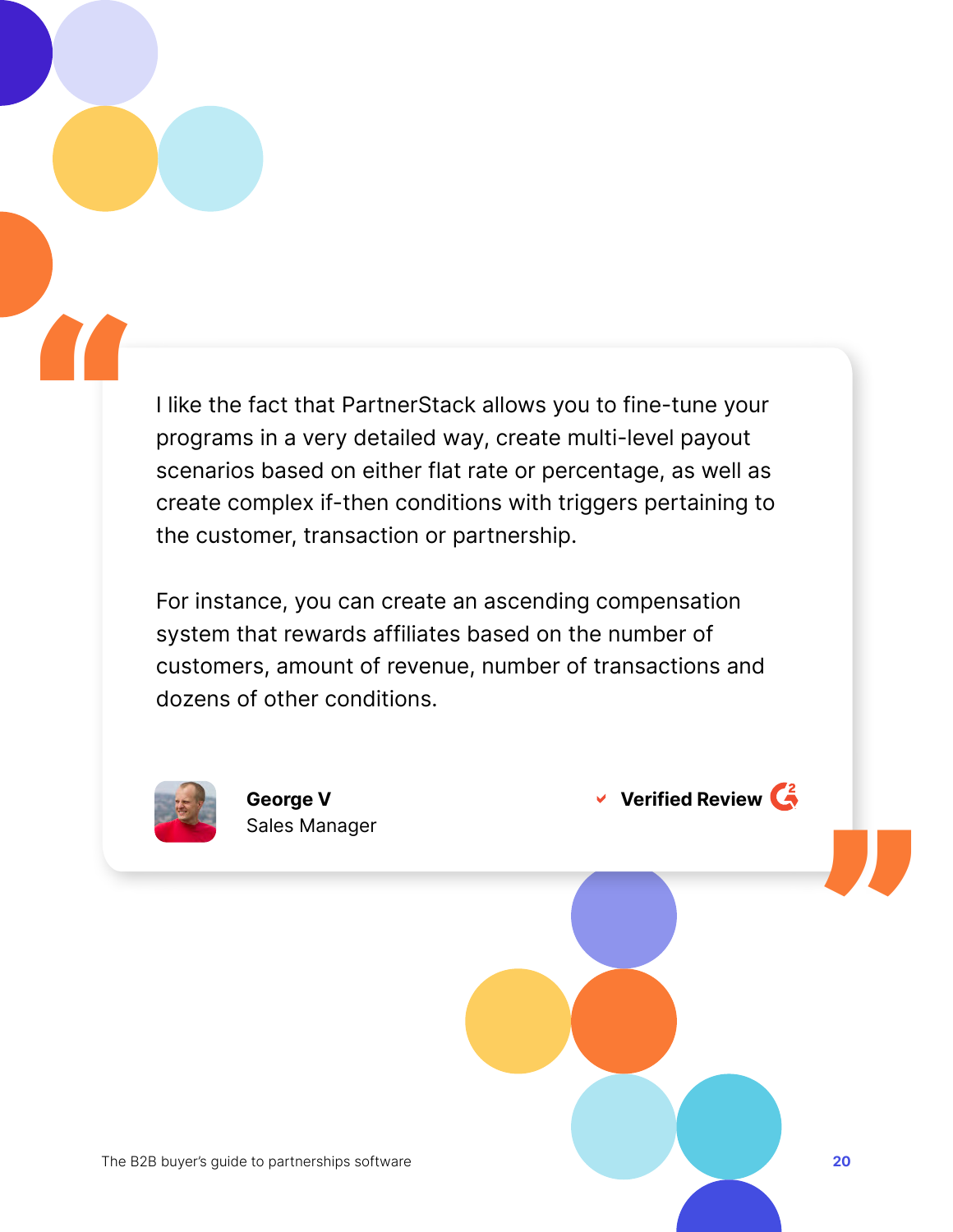> I like the fact that PartnerStack allows you to fine-tune your programs in a very detailed way, create multi-level payout scenarios based on either flat rate or percentage, as well as create complex if-then conditions with triggers pertaining to the customer, transaction or partnership.
>
> For instance, you can create an ascending compensation system that rewards affiliates based on the number of customers, amount of revenue, number of transactions and dozens of other conditions.

**George V**
Sales Manager

**Verified Review**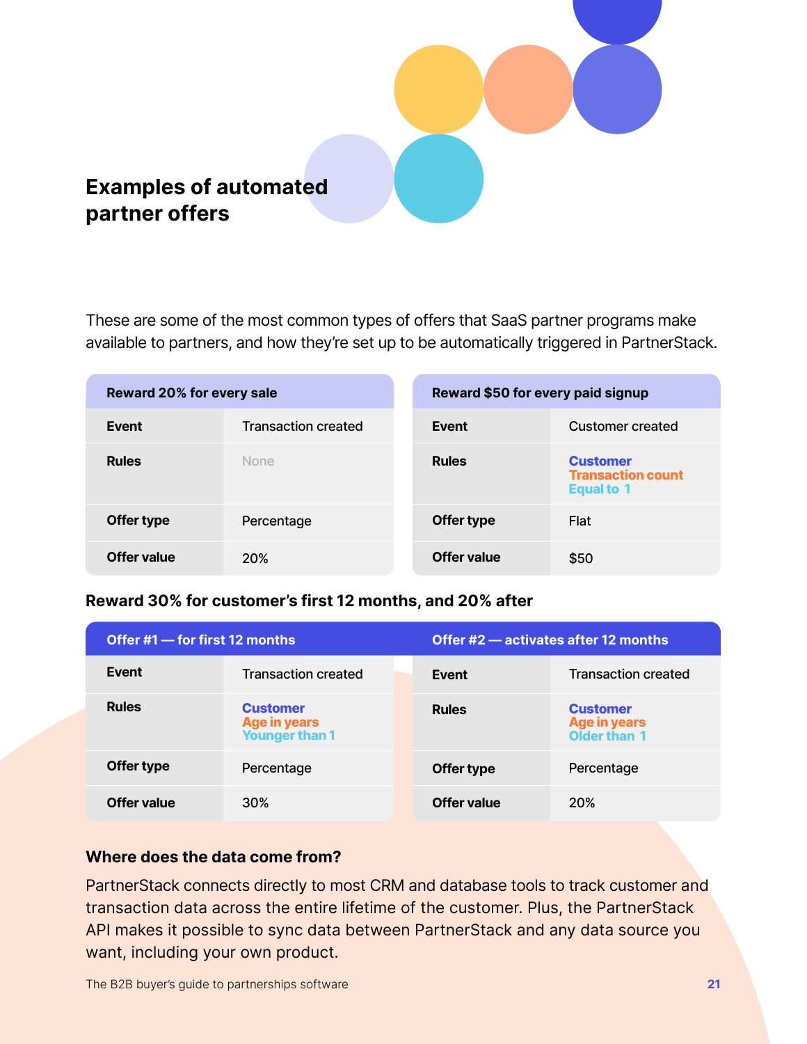## Examples of automated partner offers

These are some of the most common types of offers that SaaS partner programs make available to partners, and how they're set up to be automatically triggered in PartnerStack.

| Reward 20% for every sale | |
|---|---|
| **Event** | Transaction created |
| **Rules** | None |
| **Offer type** | Percentage |
| **Offer value** | 20% |

| Reward $50 for every paid signup | |
|---|---|
| **Event** | Customer created |
| **Rules** | Customer<br>Transaction count<br>Equal to 1 |
| **Offer type** | Flat |
| **Offer value** | $50 |

### Reward 30% for customer's first 12 months, and 20% after

| Offer #1 — for first 12 months | |
|---|---|
| **Event** | Transaction created |
| **Rules** | Customer<br>Age in years<br>Younger than 1 |
| **Offer type** | Percentage |
| **Offer value** | 30% |

| Offer #2 — activates after 12 months | |
|---|---|
| **Event** | Transaction created |
| **Rules** | Customer<br>Age in years<br>Older than 1 |
| **Offer type** | Percentage |
| **Offer value** | 20% |

### Where does the data come from?

PartnerStack connects directly to most CRM and database tools to track customer and transaction data across the entire lifetime of the customer. Plus, the PartnerStack API makes it possible to sync data between PartnerStack and any data source you want, including your own product.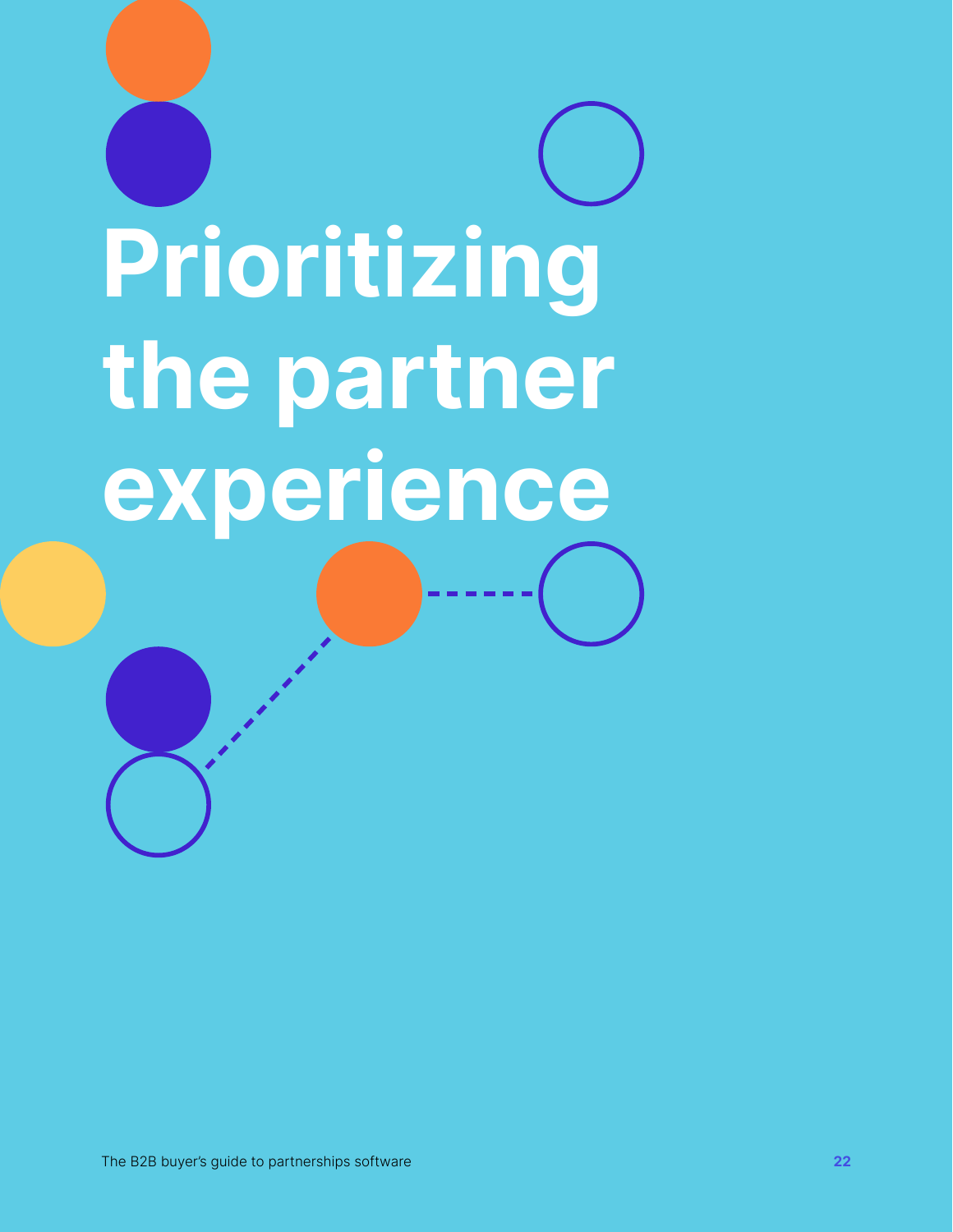# Prioritizing the partner experience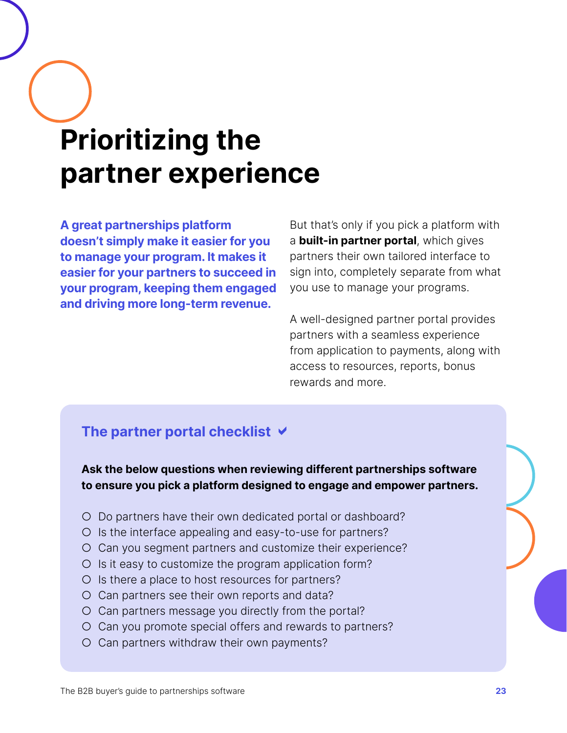# Prioritizing the partner experience

**A great partnerships platform doesn't simply make it easier for you to manage your program. It makes it easier for your partners to succeed in your program, keeping them engaged and driving more long-term revenue.**

But that's only if you pick a platform with a **built-in partner portal**, which gives partners their own tailored interface to sign into, completely separate from what you use to manage your programs.

A well-designed partner portal provides partners with a seamless experience from application to payments, along with access to resources, reports, bonus rewards and more.

## The partner portal checklist ✔

**Ask the below questions when reviewing different partnerships software to ensure you pick a platform designed to engage and empower partners.**

- ○ Do partners have their own dedicated portal or dashboard?
- ○ Is the interface appealing and easy-to-use for partners?
- ○ Can you segment partners and customize their experience?
- ○ Is it easy to customize the program application form?
- ○ Is there a place to host resources for partners?
- ○ Can partners see their own reports and data?
- ○ Can partners message you directly from the portal?
- ○ Can you promote special offers and rewards to partners?
- ○ Can partners withdraw their own payments?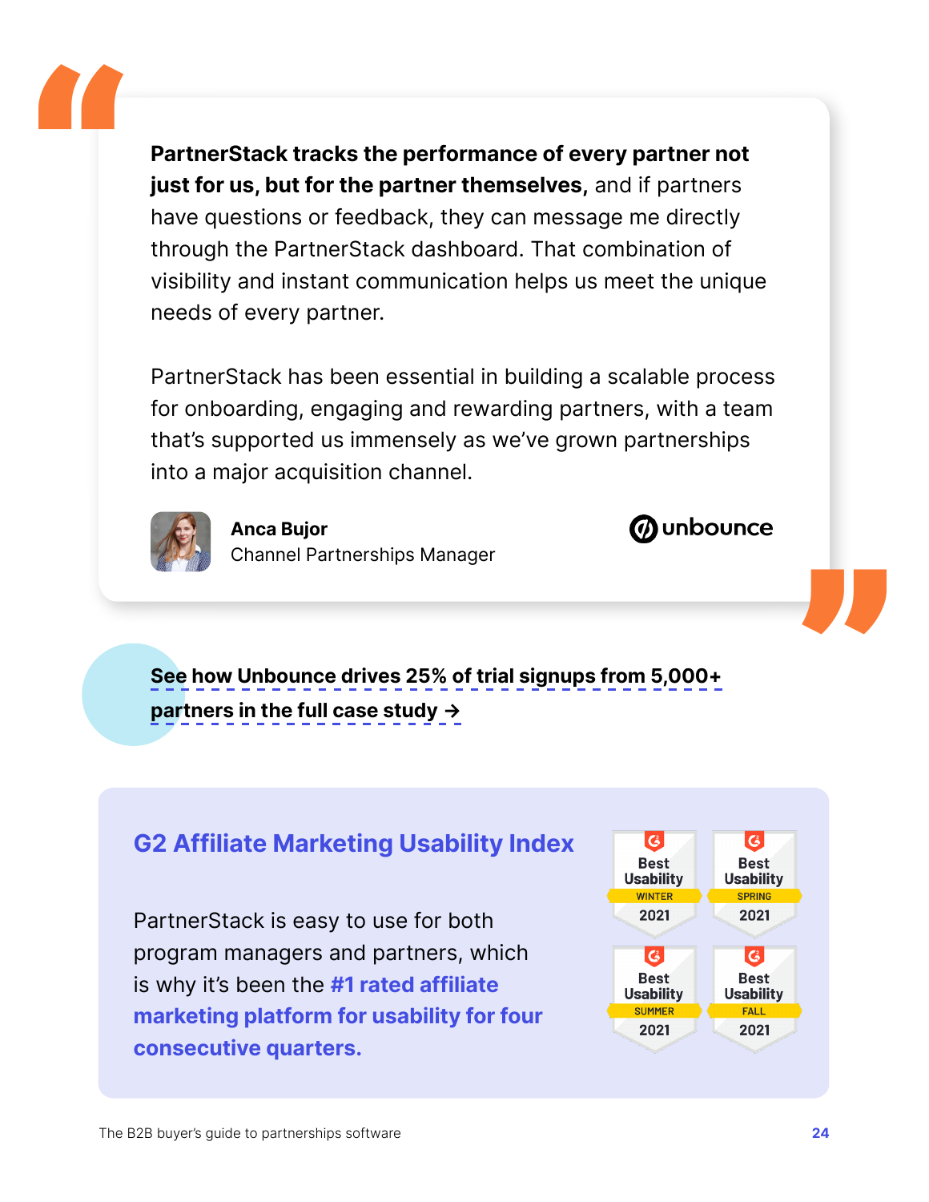> **PartnerStack tracks the performance of every partner not just for us, but for the partner themselves,** and if partners have questions or feedback, they can message me directly through the PartnerStack dashboard. That combination of visibility and instant communication helps us meet the unique needs of every partner.
>
> PartnerStack has been essential in building a scalable process for onboarding, engaging and rewarding partners, with a team that's supported us immensely as we've grown partnerships into a major acquisition channel.

**Anca Bujor**
Channel Partnerships Manager

unbounce

**See how Unbounce drives 25% of trial signups from 5,000+ partners in the full case study →**

## G2 Affiliate Marketing Usability Index

PartnerStack is easy to use for both program managers and partners, which is why it's been the **#1 rated affiliate marketing platform for usability for four consecutive quarters.**

Best Usability WINTER 2021

Best Usability SPRING 2021

Best Usability SUMMER 2021

Best Usability FALL 2021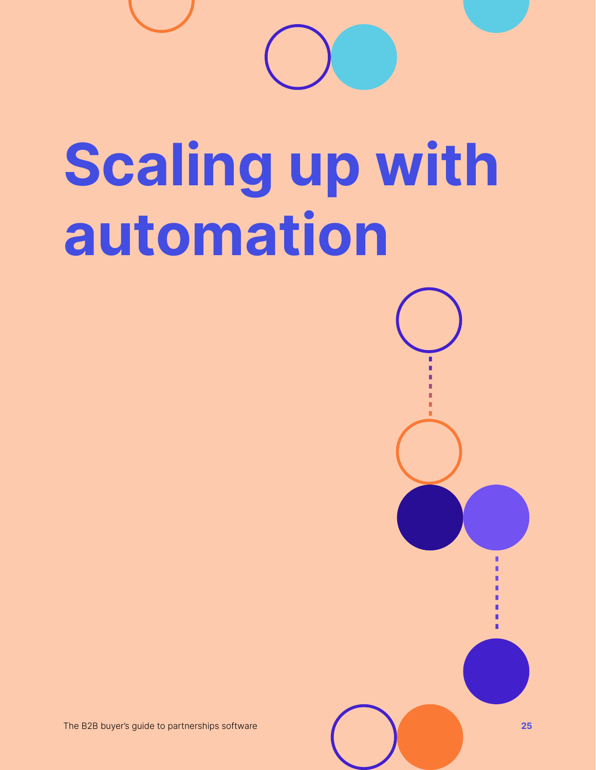# Scaling up with automation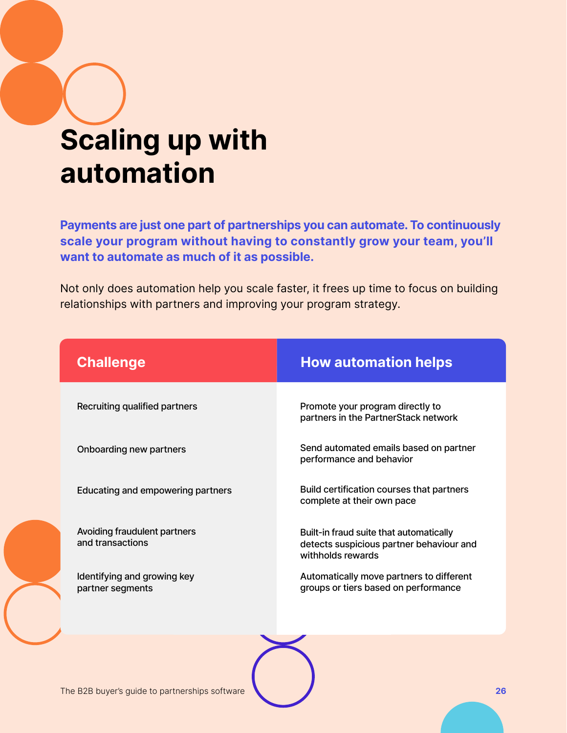# Scaling up with automation

**Payments are just one part of partnerships you can automate. To continuously scale your program without having to constantly grow your team, you'll want to automate as much of it as possible.**

Not only does automation help you scale faster, it frees up time to focus on building relationships with partners and improving your program strategy.

| Challenge | How automation helps |
| --- | --- |
| Recruiting qualified partners | Promote your program directly to partners in the PartnerStack network |
| Onboarding new partners | Send automated emails based on partner performance and behavior |
| Educating and empowering partners | Build certification courses that partners complete at their own pace |
| Avoiding fraudulent partners and transactions | Built-in fraud suite that automatically detects suspicious partner behaviour and withholds rewards |
| Identifying and growing key partner segments | Automatically move partners to different groups or tiers based on performance |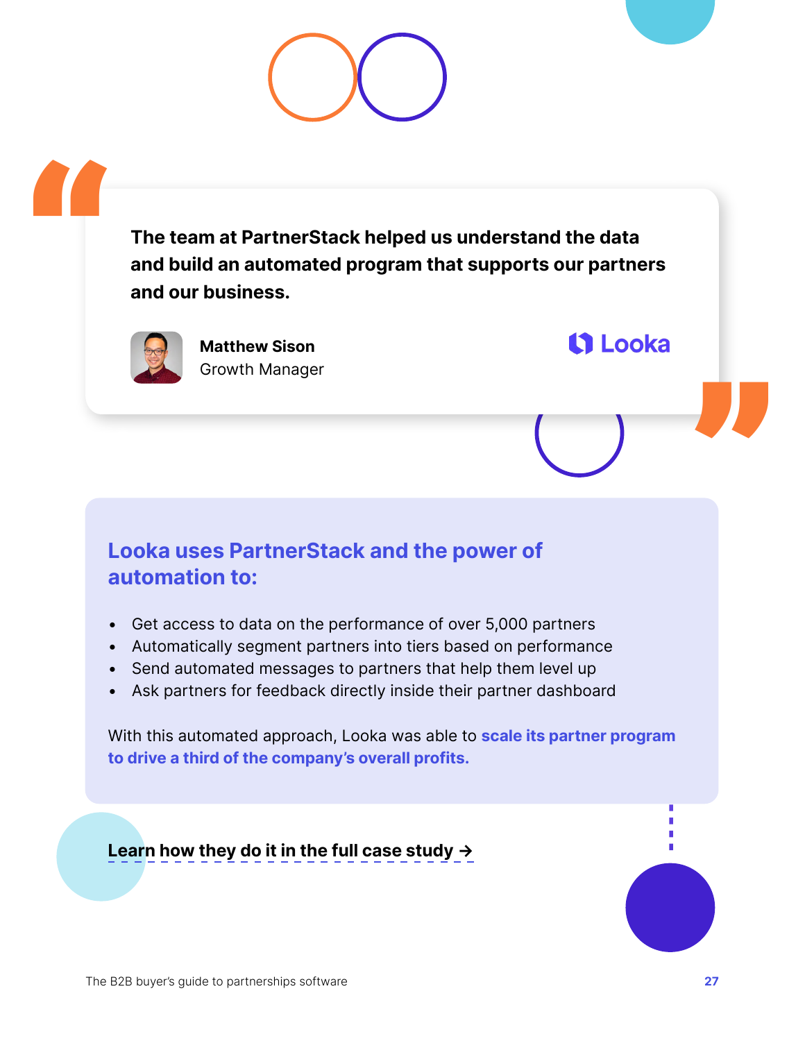> **The team at PartnerStack helped us understand the data and build an automated program that supports our partners and our business.**

**Matthew Sison**
Growth Manager

Looka

## Looka uses PartnerStack and the power of automation to:

- Get access to data on the performance of over 5,000 partners
- Automatically segment partners into tiers based on performance
- Send automated messages to partners that help them level up
- Ask partners for feedback directly inside their partner dashboard

With this automated approach, Looka was able to **scale its partner program to drive a third of the company's overall profits.**

**Learn how they do it in the full case study →**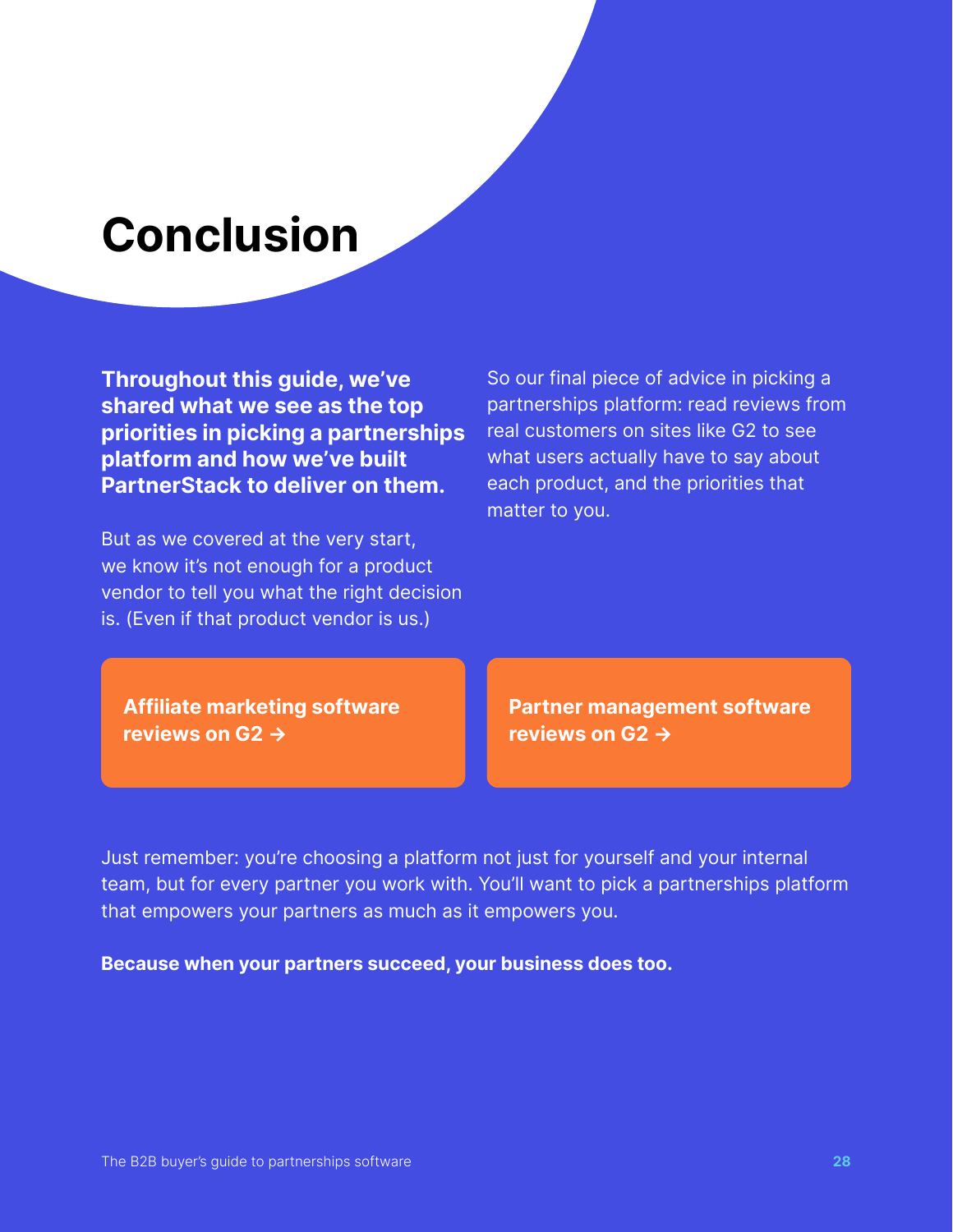# Conclusion

**Throughout this guide, we've shared what we see as the top priorities in picking a partnerships platform and how we've built PartnerStack to deliver on them.**

But as we covered at the very start, we know it's not enough for a product vendor to tell you what the right decision is. (Even if that product vendor is us.)

So our final piece of advice in picking a partnerships platform: read reviews from real customers on sites like G2 to see what users actually have to say about each product, and the priorities that matter to you.

**Affiliate marketing software reviews on G2 →**

**Partner management software reviews on G2 →**

Just remember: you're choosing a platform not just for yourself and your internal team, but for every partner you work with. You'll want to pick a partnerships platform that empowers your partners as much as it empowers you.

**Because when your partners succeed, your business does too.**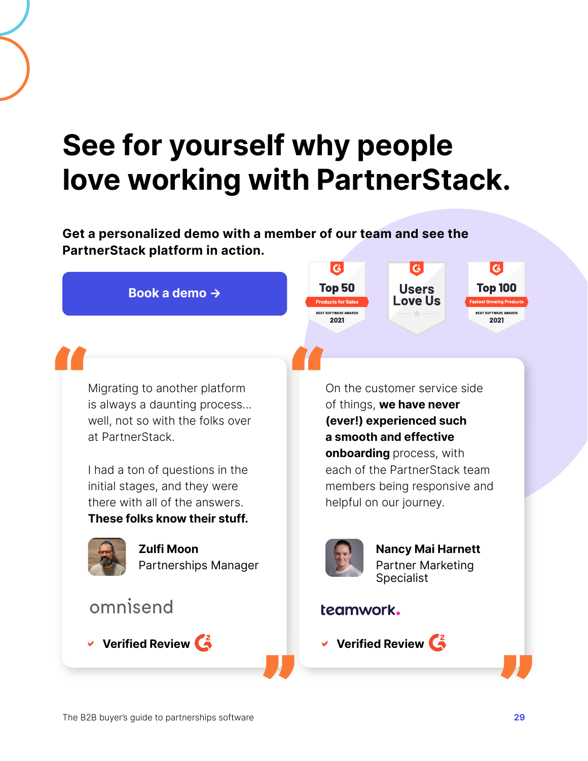# See for yourself why people love working with PartnerStack.

**Get a personalized demo with a member of our team and see the PartnerStack platform in action.**

Book a demo →

Top 50 Products for Sales BEST SOFTWARE AWARDS 2021

Users Love Us

Top 100 Fastest Growing Products BEST SOFTWARE AWARDS 2021

Migrating to another platform is always a daunting process... well, not so with the folks over at PartnerStack.

I had a ton of questions in the initial stages, and they were there with all of the answers. **These folks know their stuff.**

**Zulfi Moon**
Partnerships Manager

omnisend

✔ **Verified Review**

On the customer service side of things, **we have never (ever!) experienced such a smooth and effective onboarding** process, with each of the PartnerStack team members being responsive and helpful on our journey.

**Nancy Mai Harnett**
Partner Marketing Specialist

teamwork.

✔ **Verified Review**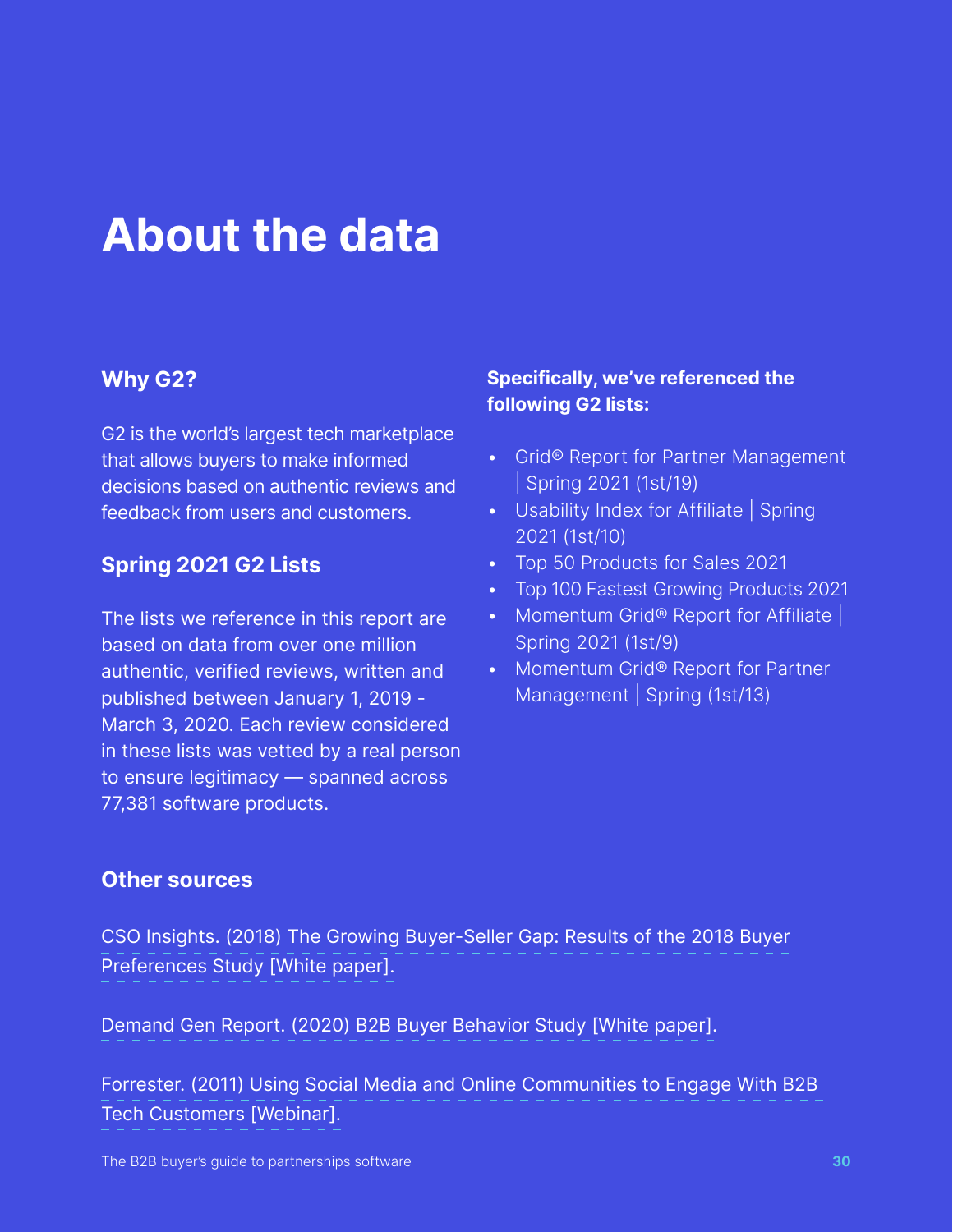# About the data

## Why G2?

G2 is the world's largest tech marketplace that allows buyers to make informed decisions based on authentic reviews and feedback from users and customers.

## Spring 2021 G2 Lists

The lists we reference in this report are based on data from over one million authentic, verified reviews, written and published between January 1, 2019 - March 3, 2020. Each review considered in these lists was vetted by a real person to ensure legitimacy — spanned across 77,381 software products.

**Specifically, we've referenced the following G2 lists:**

- Grid® Report for Partner Management | Spring 2021 (1st/19)
- Usability Index for Affiliate | Spring 2021 (1st/10)
- Top 50 Products for Sales 2021
- Top 100 Fastest Growing Products 2021
- Momentum Grid® Report for Affiliate | Spring 2021 (1st/9)
- Momentum Grid® Report for Partner Management | Spring (1st/13)

## Other sources

CSO Insights. (2018) The Growing Buyer-Seller Gap: Results of the 2018 Buyer Preferences Study [White paper].

Demand Gen Report. (2020) B2B Buyer Behavior Study [White paper].

Forrester. (2011) Using Social Media and Online Communities to Engage With B2B Tech Customers [Webinar].